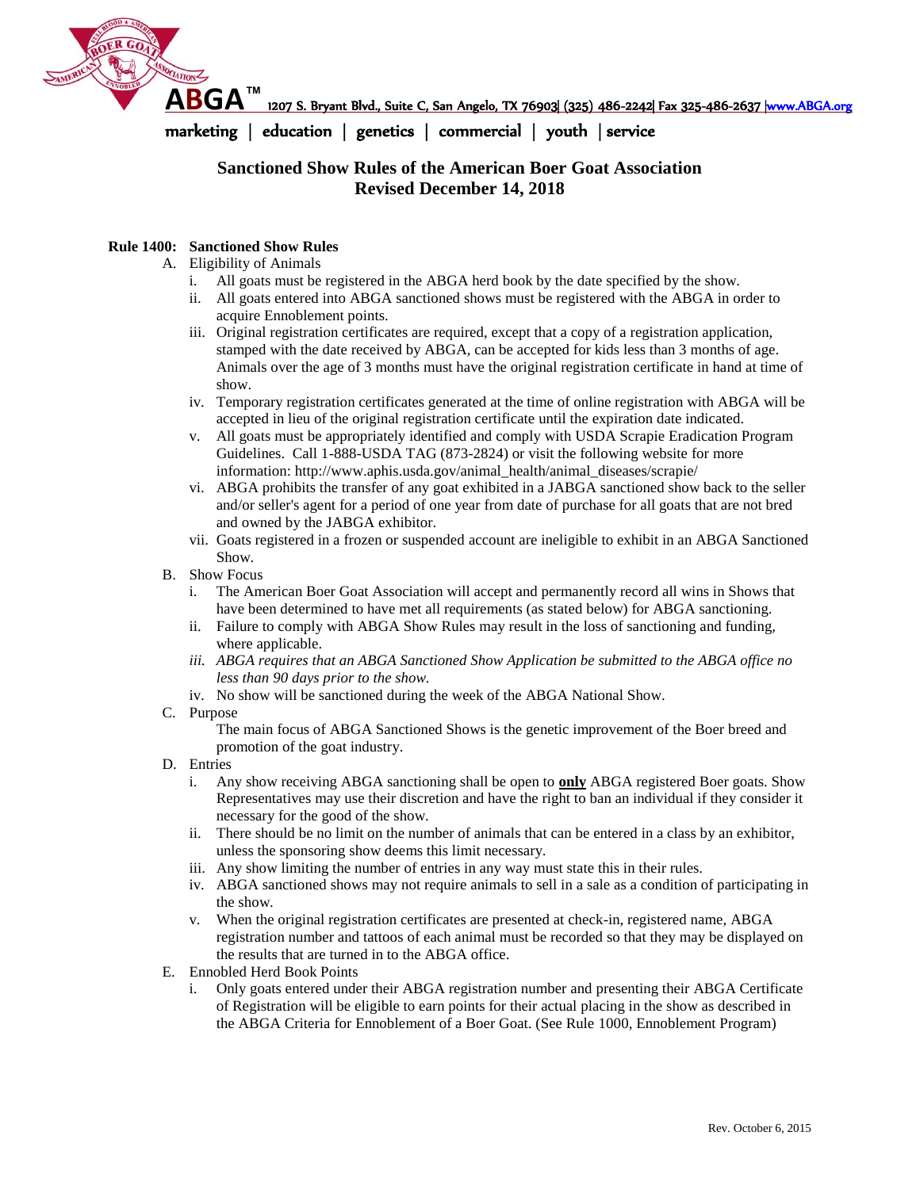ABGA™ 1207 S. Bryant Blvd., Suite C, San Angelo, TX 76903| (325) 486-2242| Fax 325-486-2637 |www.ABGA.org

marketing | education | genetics | commercial | youth | service

# Sanctioned Show Rules of the American Boer Goat Association
## Revised December 14, 2018

**Rule 1400: Sanctioned Show Rules**

A. Eligibility of Animals
   - i. All goats must be registered in the ABGA herd book by the date specified by the show.
   - ii. All goats entered into ABGA sanctioned shows must be registered with the ABGA in order to acquire Ennoblement points.
   - iii. Original registration certificates are required, except that a copy of a registration application, stamped with the date received by ABGA, can be accepted for kids less than 3 months of age. Animals over the age of 3 months must have the original registration certificate in hand at time of show.
   - iv. Temporary registration certificates generated at the time of online registration with ABGA will be accepted in lieu of the original registration certificate until the expiration date indicated.
   - v. All goats must be appropriately identified and comply with USDA Scrapie Eradication Program Guidelines. Call 1-888-USDA TAG (873-2824) or visit the following website for more information: http://www.aphis.usda.gov/animal_health/animal_diseases/scrapie/
   - vi. ABGA prohibits the transfer of any goat exhibited in a JABGA sanctioned show back to the seller and/or seller's agent for a period of one year from date of purchase for all goats that are not bred and owned by the JABGA exhibitor.
   - vii. Goats registered in a frozen or suspended account are ineligible to exhibit in an ABGA Sanctioned Show.

B. Show Focus
   - i. The American Boer Goat Association will accept and permanently record all wins in Shows that have been determined to have met all requirements (as stated below) for ABGA sanctioning.
   - ii. Failure to comply with ABGA Show Rules may result in the loss of sanctioning and funding, where applicable.
   - *iii. ABGA requires that an ABGA Sanctioned Show Application be submitted to the ABGA office no less than 90 days prior to the show.*
   - iv. No show will be sanctioned during the week of the ABGA National Show.

C. Purpose

   The main focus of ABGA Sanctioned Shows is the genetic improvement of the Boer breed and promotion of the goat industry.

D. Entries
   - i. Any show receiving ABGA sanctioning shall be open to **<u>only</u>** ABGA registered Boer goats. Show Representatives may use their discretion and have the right to ban an individual if they consider it necessary for the good of the show.
   - ii. There should be no limit on the number of animals that can be entered in a class by an exhibitor, unless the sponsoring show deems this limit necessary.
   - iii. Any show limiting the number of entries in any way must state this in their rules.
   - iv. ABGA sanctioned shows may not require animals to sell in a sale as a condition of participating in the show.
   - v. When the original registration certificates are presented at check-in, registered name, ABGA registration number and tattoos of each animal must be recorded so that they may be displayed on the results that are turned in to the ABGA office.

E. Ennobled Herd Book Points
   - i. Only goats entered under their ABGA registration number and presenting their ABGA Certificate of Registration will be eligible to earn points for their actual placing in the show as described in the ABGA Criteria for Ennoblement of a Boer Goat. (See Rule 1000, Ennoblement Program)

Rev. October 6, 2015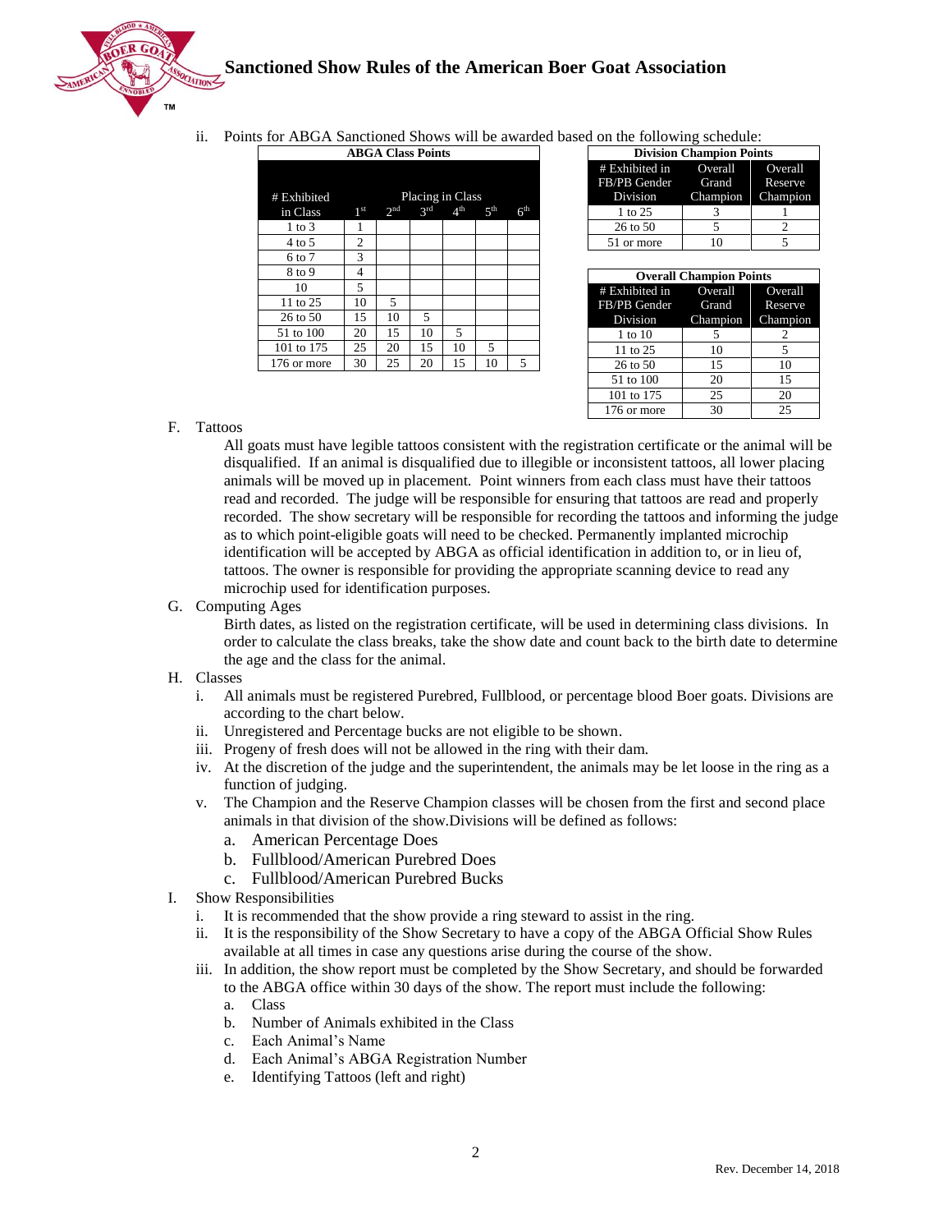ii. Points for ABGA Sanctioned Shows will be awarded based on the following schedule:

| ABGA Class Points | | | | | | |
|---|---|---|---|---|---|---|
| # Exhibited in Class | Placing in Class | | | | | |
| | 1st | 2nd | 3rd | 4th | 5th | 6th |
| 1 to 3 | 1 | | | | | |
| 4 to 5 | 2 | | | | | |
| 6 to 7 | 3 | | | | | |
| 8 to 9 | 4 | | | | | |
| 10 | 5 | | | | | |
| 11 to 25 | 10 | 5 | | | | |
| 26 to 50 | 15 | 10 | 5 | | | |
| 51 to 100 | 20 | 15 | 10 | 5 | | |
| 101 to 175 | 25 | 20 | 15 | 10 | 5 | |
| 176 or more | 30 | 25 | 20 | 15 | 10 | 5 |

| Division Champion Points | | |
|---|---|---|
| # Exhibited in FB/PB Gender Division | Overall Grand Champion | Overall Reserve Champion |
| 1 to 25 | 3 | 1 |
| 26 to 50 | 5 | 2 |
| 51 or more | 10 | 5 |

| Overall Champion Points | | |
|---|---|---|
| # Exhibited in FB/PB Gender Division | Overall Grand Champion | Overall Reserve Champion |
| 1 to 10 | 5 | 2 |
| 11 to 25 | 10 | 5 |
| 26 to 50 | 15 | 10 |
| 51 to 100 | 20 | 15 |
| 101 to 175 | 25 | 20 |
| 176 or more | 30 | 25 |

F. Tattoos

All goats must have legible tattoos consistent with the registration certificate or the animal will be disqualified. If an animal is disqualified due to illegible or inconsistent tattoos, all lower placing animals will be moved up in placement. Point winners from each class must have their tattoos read and recorded. The judge will be responsible for ensuring that tattoos are read and properly recorded. The show secretary will be responsible for recording the tattoos and informing the judge as to which point-eligible goats will need to be checked. Permanently implanted microchip identification will be accepted by ABGA as official identification in addition to, or in lieu of, tattoos. The owner is responsible for providing the appropriate scanning device to read any microchip used for identification purposes.

G. Computing Ages

Birth dates, as listed on the registration certificate, will be used in determining class divisions. In order to calculate the class breaks, take the show date and count back to the birth date to determine the age and the class for the animal.

H. Classes

i. All animals must be registered Purebred, Fullblood, or percentage blood Boer goats. Divisions are according to the chart below.
ii. Unregistered and Percentage bucks are not eligible to be shown.
iii. Progeny of fresh does will not be allowed in the ring with their dam.
iv. At the discretion of the judge and the superintendent, the animals may be let loose in the ring as a function of judging.
v. The Champion and the Reserve Champion classes will be chosen from the first and second place animals in that division of the show.Divisions will be defined as follows:
   a. American Percentage Does
   b. Fullblood/American Purebred Does
   c. Fullblood/American Purebred Bucks

I. Show Responsibilities

i. It is recommended that the show provide a ring steward to assist in the ring.
ii. It is the responsibility of the Show Secretary to have a copy of the ABGA Official Show Rules available at all times in case any questions arise during the course of the show.
iii. In addition, the show report must be completed by the Show Secretary, and should be forwarded to the ABGA office within 30 days of the show. The report must include the following:
   a. Class
   b. Number of Animals exhibited in the Class
   c. Each Animal's Name
   d. Each Animal's ABGA Registration Number
   e. Identifying Tattoos (left and right)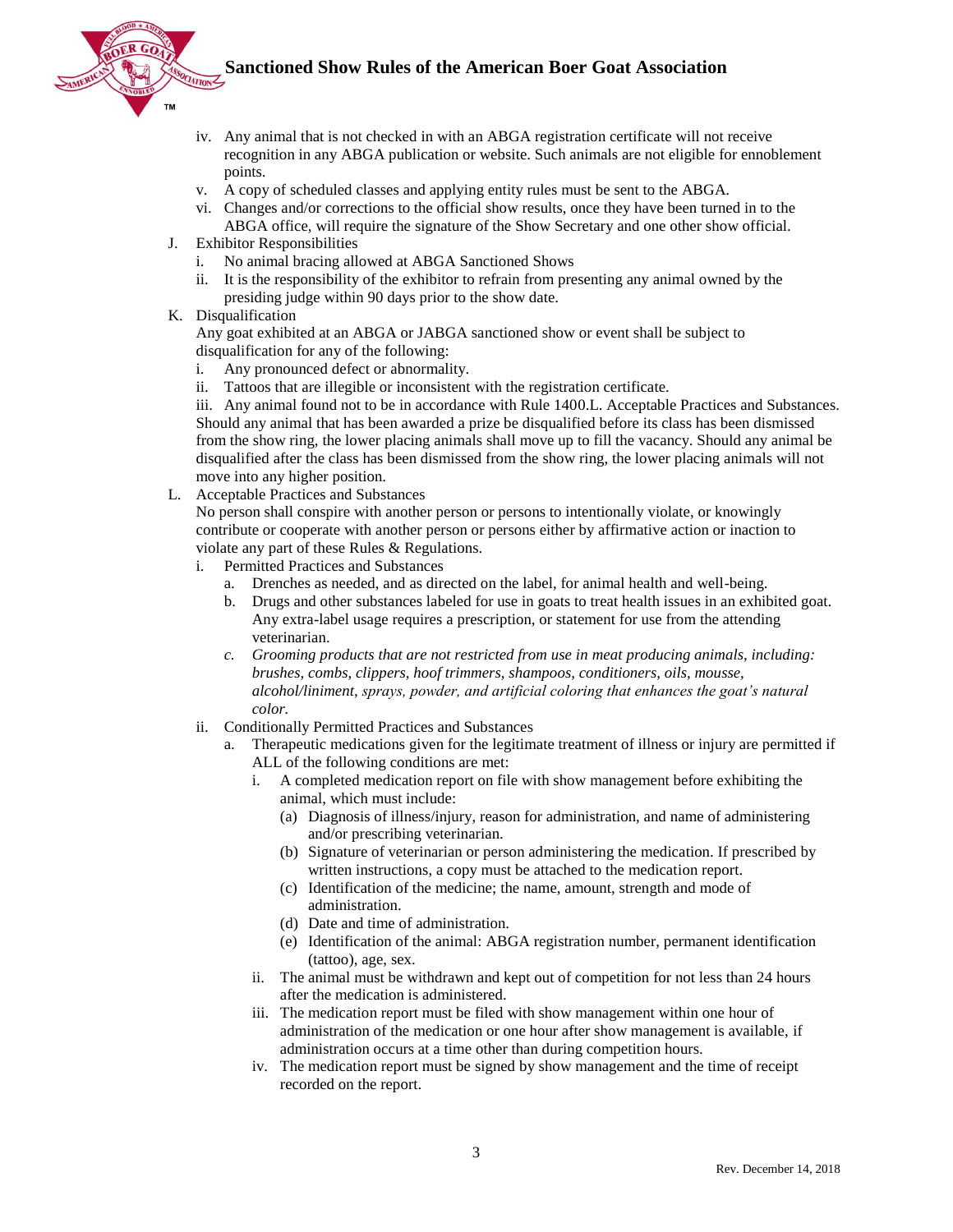iv. Any animal that is not checked in with an ABGA registration certificate will not receive recognition in any ABGA publication or website. Such animals are not eligible for ennoblement points.
   v. A copy of scheduled classes and applying entity rules must be sent to the ABGA.
   vi. Changes and/or corrections to the official show results, once they have been turned in to the ABGA office, will require the signature of the Show Secretary and one other show official.

J. Exhibitor Responsibilities
   i. No animal bracing allowed at ABGA Sanctioned Shows
   ii. It is the responsibility of the exhibitor to refrain from presenting any animal owned by the presiding judge within 90 days prior to the show date.

K. Disqualification

Any goat exhibited at an ABGA or JABGA sanctioned show or event shall be subject to disqualification for any of the following:
   i. Any pronounced defect or abnormality.
   ii. Tattoos that are illegible or inconsistent with the registration certificate.
   iii. Any animal found not to be in accordance with Rule 1400.L. Acceptable Practices and Substances.

Should any animal that has been awarded a prize be disqualified before its class has been dismissed from the show ring, the lower placing animals shall move up to fill the vacancy. Should any animal be disqualified after the class has been dismissed from the show ring, the lower placing animals will not move into any higher position.

L. Acceptable Practices and Substances

No person shall conspire with another person or persons to intentionally violate, or knowingly contribute or cooperate with another person or persons either by affirmative action or inaction to violate any part of these Rules & Regulations.
   i. Permitted Practices and Substances
      a. Drenches as needed, and as directed on the label, for animal health and well-being.
      b. Drugs and other substances labeled for use in goats to treat health issues in an exhibited goat. Any extra-label usage requires a prescription, or statement for use from the attending veterinarian.
      c. *Grooming products that are not restricted from use in meat producing animals, including: brushes, combs, clippers, hoof trimmers, shampoos, conditioners, oils, mousse, alcohol/liniment, sprays, powder, and artificial coloring that enhances the goat's natural color.*
   ii. Conditionally Permitted Practices and Substances
      a. Therapeutic medications given for the legitimate treatment of illness or injury are permitted if ALL of the following conditions are met:
         i. A completed medication report on file with show management before exhibiting the animal, which must include:
            (a) Diagnosis of illness/injury, reason for administration, and name of administering and/or prescribing veterinarian.
            (b) Signature of veterinarian or person administering the medication. If prescribed by written instructions, a copy must be attached to the medication report.
            (c) Identification of the medicine; the name, amount, strength and mode of administration.
            (d) Date and time of administration.
            (e) Identification of the animal: ABGA registration number, permanent identification (tattoo), age, sex.
         ii. The animal must be withdrawn and kept out of competition for not less than 24 hours after the medication is administered.
         iii. The medication report must be filed with show management within one hour of administration of the medication or one hour after show management is available, if administration occurs at a time other than during competition hours.
         iv. The medication report must be signed by show management and the time of receipt recorded on the report.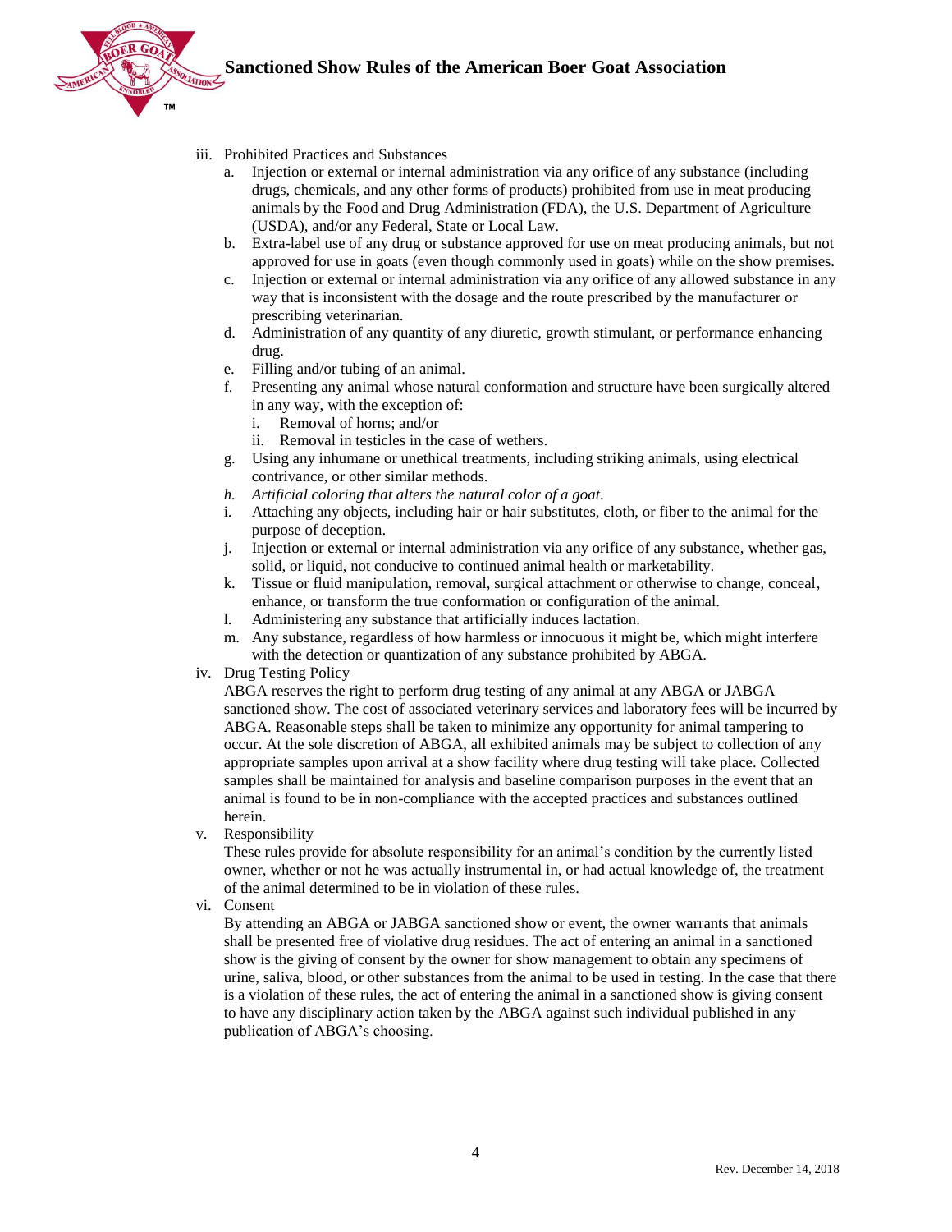iii. Prohibited Practices and Substances
   a. Injection or external or internal administration via any orifice of any substance (including drugs, chemicals, and any other forms of products) prohibited from use in meat producing animals by the Food and Drug Administration (FDA), the U.S. Department of Agriculture (USDA), and/or any Federal, State or Local Law.
   b. Extra-label use of any drug or substance approved for use on meat producing animals, but not approved for use in goats (even though commonly used in goats) while on the show premises.
   c. Injection or external or internal administration via any orifice of any allowed substance in any way that is inconsistent with the dosage and the route prescribed by the manufacturer or prescribing veterinarian.
   d. Administration of any quantity of any diuretic, growth stimulant, or performance enhancing drug.
   e. Filling and/or tubing of an animal.
   f. Presenting any animal whose natural conformation and structure have been surgically altered in any way, with the exception of:
      i. Removal of horns; and/or
      ii. Removal in testicles in the case of wethers.
   g. Using any inhumane or unethical treatments, including striking animals, using electrical contrivance, or other similar methods.
   *h. Artificial coloring that alters the natural color of a goat.*
   i. Attaching any objects, including hair or hair substitutes, cloth, or fiber to the animal for the purpose of deception.
   j. Injection or external or internal administration via any orifice of any substance, whether gas, solid, or liquid, not conducive to continued animal health or marketability.
   k. Tissue or fluid manipulation, removal, surgical attachment or otherwise to change, conceal, enhance, or transform the true conformation or configuration of the animal.
   l. Administering any substance that artificially induces lactation.
   m. Any substance, regardless of how harmless or innocuous it might be, which might interfere with the detection or quantization of any substance prohibited by ABGA.

iv. Drug Testing Policy

ABGA reserves the right to perform drug testing of any animal at any ABGA or JABGA sanctioned show. The cost of associated veterinary services and laboratory fees will be incurred by ABGA. Reasonable steps shall be taken to minimize any opportunity for animal tampering to occur. At the sole discretion of ABGA, all exhibited animals may be subject to collection of any appropriate samples upon arrival at a show facility where drug testing will take place. Collected samples shall be maintained for analysis and baseline comparison purposes in the event that an animal is found to be in non-compliance with the accepted practices and substances outlined herein.

v. Responsibility

These rules provide for absolute responsibility for an animal's condition by the currently listed owner, whether or not he was actually instrumental in, or had actual knowledge of, the treatment of the animal determined to be in violation of these rules.

vi. Consent

By attending an ABGA or JABGA sanctioned show or event, the owner warrants that animals shall be presented free of violative drug residues. The act of entering an animal in a sanctioned show is the giving of consent by the owner for show management to obtain any specimens of urine, saliva, blood, or other substances from the animal to be used in testing. In the case that there is a violation of these rules, the act of entering the animal in a sanctioned show is giving consent to have any disciplinary action taken by the ABGA against such individual published in any publication of ABGA's choosing.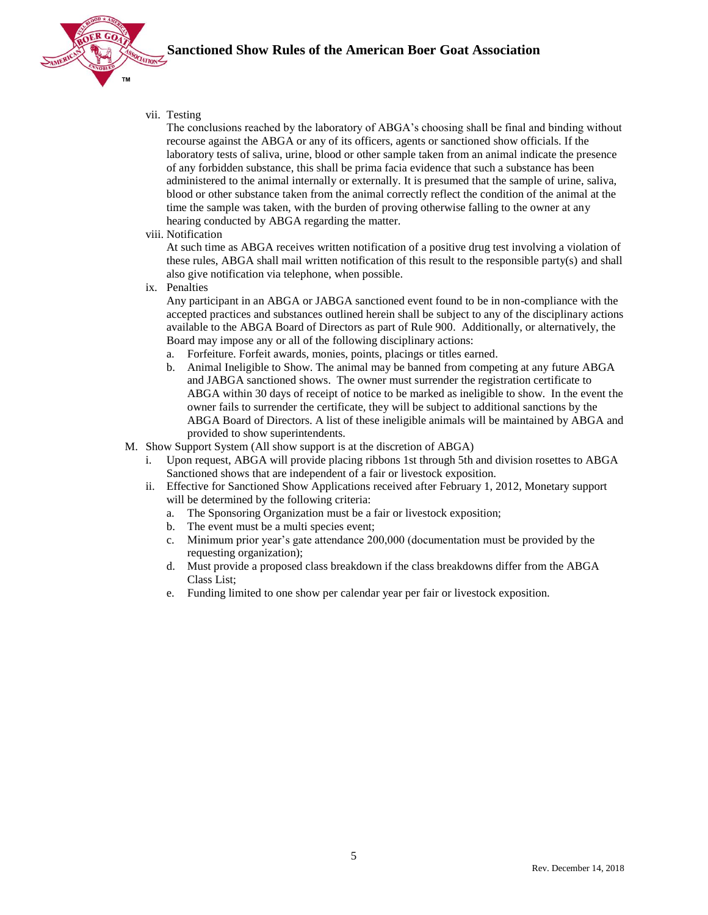vii. Testing

The conclusions reached by the laboratory of ABGA's choosing shall be final and binding without recourse against the ABGA or any of its officers, agents or sanctioned show officials. If the laboratory tests of saliva, urine, blood or other sample taken from an animal indicate the presence of any forbidden substance, this shall be prima facia evidence that such a substance has been administered to the animal internally or externally. It is presumed that the sample of urine, saliva, blood or other substance taken from the animal correctly reflect the condition of the animal at the time the sample was taken, with the burden of proving otherwise falling to the owner at any hearing conducted by ABGA regarding the matter.

viii. Notification

At such time as ABGA receives written notification of a positive drug test involving a violation of these rules, ABGA shall mail written notification of this result to the responsible party(s) and shall also give notification via telephone, when possible.

ix. Penalties

Any participant in an ABGA or JABGA sanctioned event found to be in non-compliance with the accepted practices and substances outlined herein shall be subject to any of the disciplinary actions available to the ABGA Board of Directors as part of Rule 900. Additionally, or alternatively, the Board may impose any or all of the following disciplinary actions:

a. Forfeiture. Forfeit awards, monies, points, placings or titles earned.
b. Animal Ineligible to Show. The animal may be banned from competing at any future ABGA and JABGA sanctioned shows. The owner must surrender the registration certificate to ABGA within 30 days of receipt of notice to be marked as ineligible to show. In the event the owner fails to surrender the certificate, they will be subject to additional sanctions by the ABGA Board of Directors. A list of these ineligible animals will be maintained by ABGA and provided to show superintendents.

M. Show Support System (All show support is at the discretion of ABGA)

i. Upon request, ABGA will provide placing ribbons 1st through 5th and division rosettes to ABGA Sanctioned shows that are independent of a fair or livestock exposition.

ii. Effective for Sanctioned Show Applications received after February 1, 2012, Monetary support will be determined by the following criteria:

a. The Sponsoring Organization must be a fair or livestock exposition;
b. The event must be a multi species event;
c. Minimum prior year's gate attendance 200,000 (documentation must be provided by the requesting organization);
d. Must provide a proposed class breakdown if the class breakdowns differ from the ABGA Class List;
e. Funding limited to one show per calendar year per fair or livestock exposition.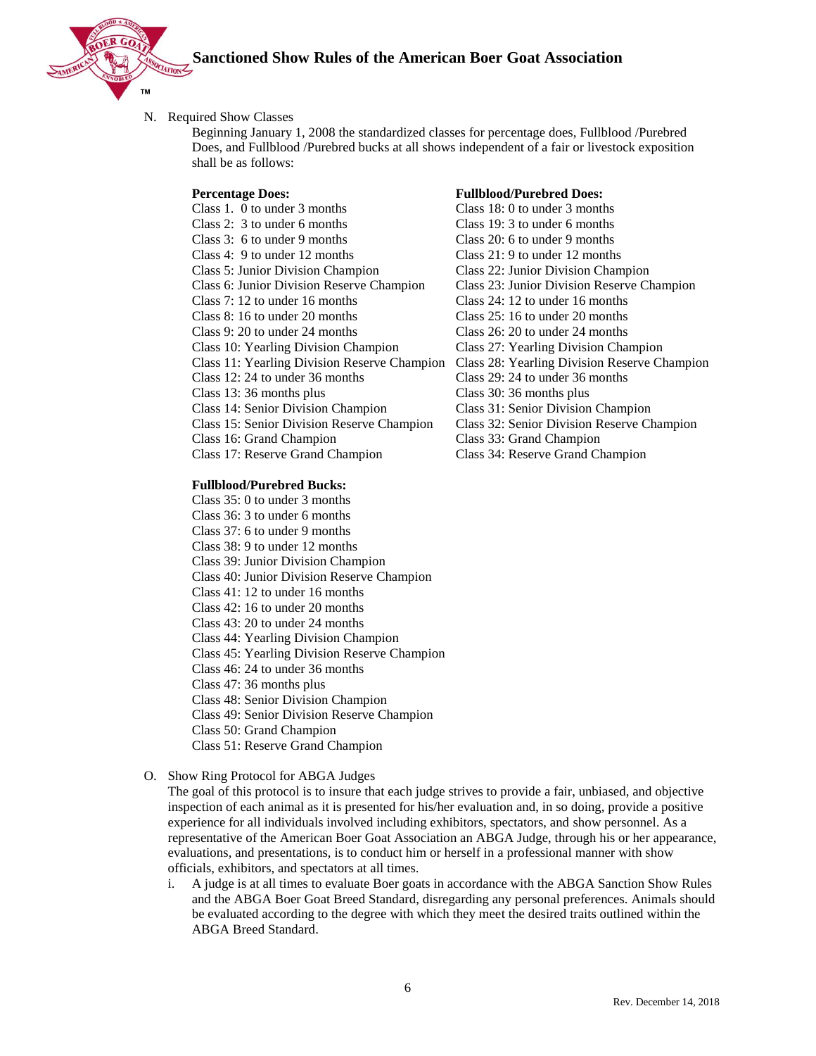N. Required Show Classes

Beginning January 1, 2008 the standardized classes for percentage does, Fullblood /Purebred Does, and Fullblood /Purebred bucks at all shows independent of a fair or livestock exposition shall be as follows:

**Percentage Does:**

Class 1. 0 to under 3 months
Class 2: 3 to under 6 months
Class 3: 6 to under 9 months
Class 4: 9 to under 12 months
Class 5: Junior Division Champion
Class 6: Junior Division Reserve Champion
Class 7: 12 to under 16 months
Class 8: 16 to under 20 months
Class 9: 20 to under 24 months
Class 10: Yearling Division Champion
Class 11: Yearling Division Reserve Champion
Class 12: 24 to under 36 months
Class 13: 36 months plus
Class 14: Senior Division Champion
Class 15: Senior Division Reserve Champion
Class 16: Grand Champion
Class 17: Reserve Grand Champion

**Fullblood/Purebred Does:**

Class 18: 0 to under 3 months
Class 19: 3 to under 6 months
Class 20: 6 to under 9 months
Class 21: 9 to under 12 months
Class 22: Junior Division Champion
Class 23: Junior Division Reserve Champion
Class 24: 12 to under 16 months
Class 25: 16 to under 20 months
Class 26: 20 to under 24 months
Class 27: Yearling Division Champion
Class 28: Yearling Division Reserve Champion
Class 29: 24 to under 36 months
Class 30: 36 months plus
Class 31: Senior Division Champion
Class 32: Senior Division Reserve Champion
Class 33: Grand Champion
Class 34: Reserve Grand Champion

**Fullblood/Purebred Bucks:**

Class 35: 0 to under 3 months
Class 36: 3 to under 6 months
Class 37: 6 to under 9 months
Class 38: 9 to under 12 months
Class 39: Junior Division Champion
Class 40: Junior Division Reserve Champion
Class 41: 12 to under 16 months
Class 42: 16 to under 20 months
Class 43: 20 to under 24 months
Class 44: Yearling Division Champion
Class 45: Yearling Division Reserve Champion
Class 46: 24 to under 36 months
Class 47: 36 months plus
Class 48: Senior Division Champion
Class 49: Senior Division Reserve Champion
Class 50: Grand Champion
Class 51: Reserve Grand Champion

O. Show Ring Protocol for ABGA Judges

The goal of this protocol is to insure that each judge strives to provide a fair, unbiased, and objective inspection of each animal as it is presented for his/her evaluation and, in so doing, provide a positive experience for all individuals involved including exhibitors, spectators, and show personnel. As a representative of the American Boer Goat Association an ABGA Judge, through his or her appearance, evaluations, and presentations, is to conduct him or herself in a professional manner with show officials, exhibitors, and spectators at all times.

i. A judge is at all times to evaluate Boer goats in accordance with the ABGA Sanction Show Rules and the ABGA Boer Goat Breed Standard, disregarding any personal preferences. Animals should be evaluated according to the degree with which they meet the desired traits outlined within the ABGA Breed Standard.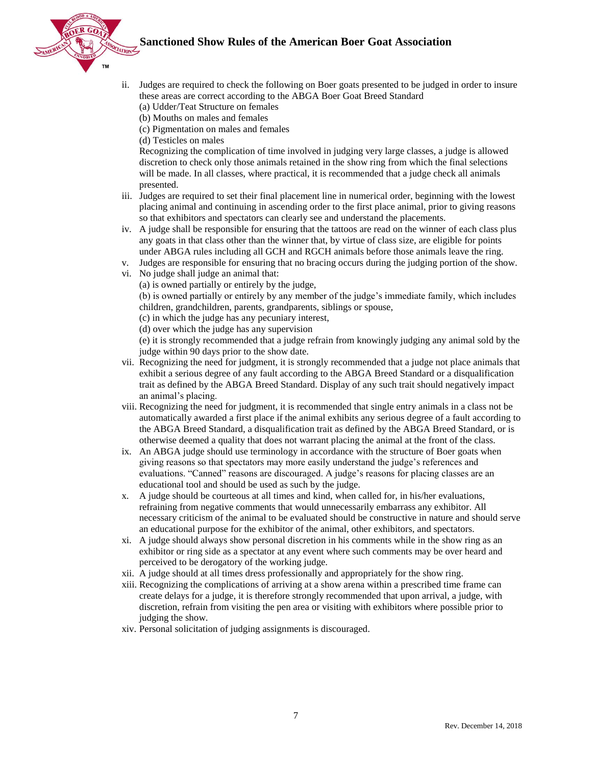ii. Judges are required to check the following on Boer goats presented to be judged in order to insure these areas are correct according to the ABGA Boer Goat Breed Standard
   (a) Udder/Teat Structure on females
   (b) Mouths on males and females
   (c) Pigmentation on males and females
   (d) Testicles on males
   
   Recognizing the complication of time involved in judging very large classes, a judge is allowed discretion to check only those animals retained in the show ring from which the final selections will be made. In all classes, where practical, it is recommended that a judge check all animals presented.

iii. Judges are required to set their final placement line in numerical order, beginning with the lowest placing animal and continuing in ascending order to the first place animal, prior to giving reasons so that exhibitors and spectators can clearly see and understand the placements.

iv. A judge shall be responsible for ensuring that the tattoos are read on the winner of each class plus any goats in that class other than the winner that, by virtue of class size, are eligible for points under ABGA rules including all GCH and RGCH animals before those animals leave the ring.

v. Judges are responsible for ensuring that no bracing occurs during the judging portion of the show.

vi. No judge shall judge an animal that:
   (a) is owned partially or entirely by the judge,
   (b) is owned partially or entirely by any member of the judge's immediate family, which includes children, grandchildren, parents, grandparents, siblings or spouse,
   (c) in which the judge has any pecuniary interest,
   (d) over which the judge has any supervision
   (e) it is strongly recommended that a judge refrain from knowingly judging any animal sold by the judge within 90 days prior to the show date.

vii. Recognizing the need for judgment, it is strongly recommended that a judge not place animals that exhibit a serious degree of any fault according to the ABGA Breed Standard or a disqualification trait as defined by the ABGA Breed Standard. Display of any such trait should negatively impact an animal's placing.

viii. Recognizing the need for judgment, it is recommended that single entry animals in a class not be automatically awarded a first place if the animal exhibits any serious degree of a fault according to the ABGA Breed Standard, a disqualification trait as defined by the ABGA Breed Standard, or is otherwise deemed a quality that does not warrant placing the animal at the front of the class.

ix. An ABGA judge should use terminology in accordance with the structure of Boer goats when giving reasons so that spectators may more easily understand the judge's references and evaluations. "Canned" reasons are discouraged. A judge's reasons for placing classes are an educational tool and should be used as such by the judge.

x. A judge should be courteous at all times and kind, when called for, in his/her evaluations, refraining from negative comments that would unnecessarily embarrass any exhibitor. All necessary criticism of the animal to be evaluated should be constructive in nature and should serve an educational purpose for the exhibitor of the animal, other exhibitors, and spectators.

xi. A judge should always show personal discretion in his comments while in the show ring as an exhibitor or ring side as a spectator at any event where such comments may be over heard and perceived to be derogatory of the working judge.

xii. A judge should at all times dress professionally and appropriately for the show ring.

xiii. Recognizing the complications of arriving at a show arena within a prescribed time frame can create delays for a judge, it is therefore strongly recommended that upon arrival, a judge, with discretion, refrain from visiting the pen area or visiting with exhibitors where possible prior to judging the show.

xiv. Personal solicitation of judging assignments is discouraged.